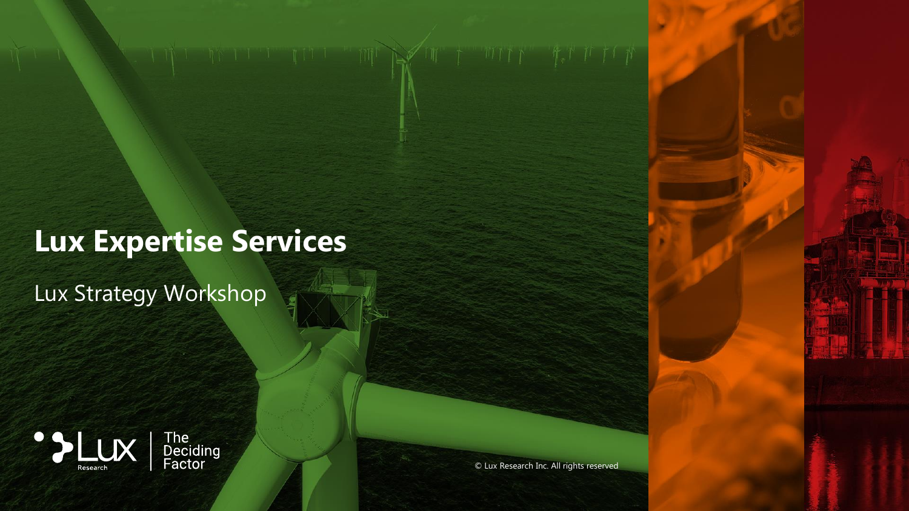# Lux Expertise Services

Lux Strategy Workshop

Lux Research | The Deciding Factor

© Lux Research Inc. All rights reserved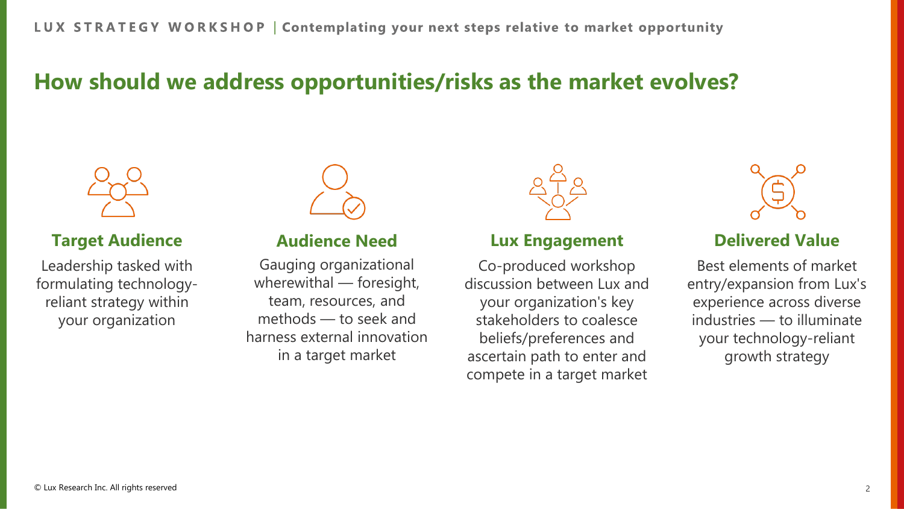# How should we address opportunities/risks as the market evolves?

### Target Audience

Leadership tasked with formulating technology-reliant strategy within your organization

### Audience Need

Gauging organizational wherewithal — foresight, team, resources, and methods — to seek and harness external innovation in a target market

### Lux Engagement

Co-produced workshop discussion between Lux and your organization's key stakeholders to coalesce beliefs/preferences and ascertain path to enter and compete in a target market

### Delivered Value

Best elements of market entry/expansion from Lux's experience across diverse industries — to illuminate your technology-reliant growth strategy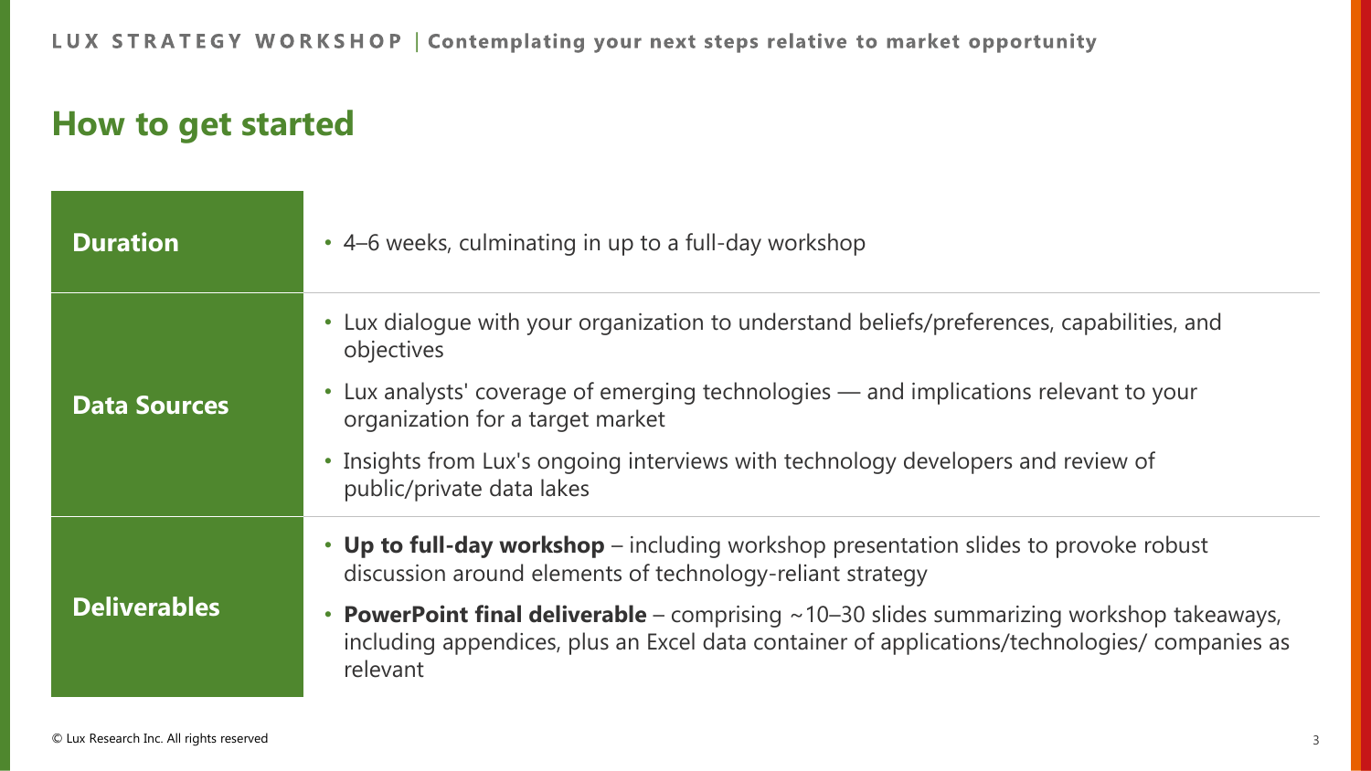## How to get started

| | |
|---|---|
| **Duration** | • 4–6 weeks, culminating in up to a full-day workshop |
| **Data Sources** | • Lux dialogue with your organization to understand beliefs/preferences, capabilities, and objectives<br>• Lux analysts' coverage of emerging technologies — and implications relevant to your organization for a target market<br>• Insights from Lux's ongoing interviews with technology developers and review of public/private data lakes |
| **Deliverables** | • **Up to full-day workshop** – including workshop presentation slides to provoke robust discussion around elements of technology-reliant strategy<br>• **PowerPoint final deliverable** – comprising ~10–30 slides summarizing workshop takeaways, including appendices, plus an Excel data container of applications/technologies/ companies as relevant |

© Lux Research Inc. All rights reserved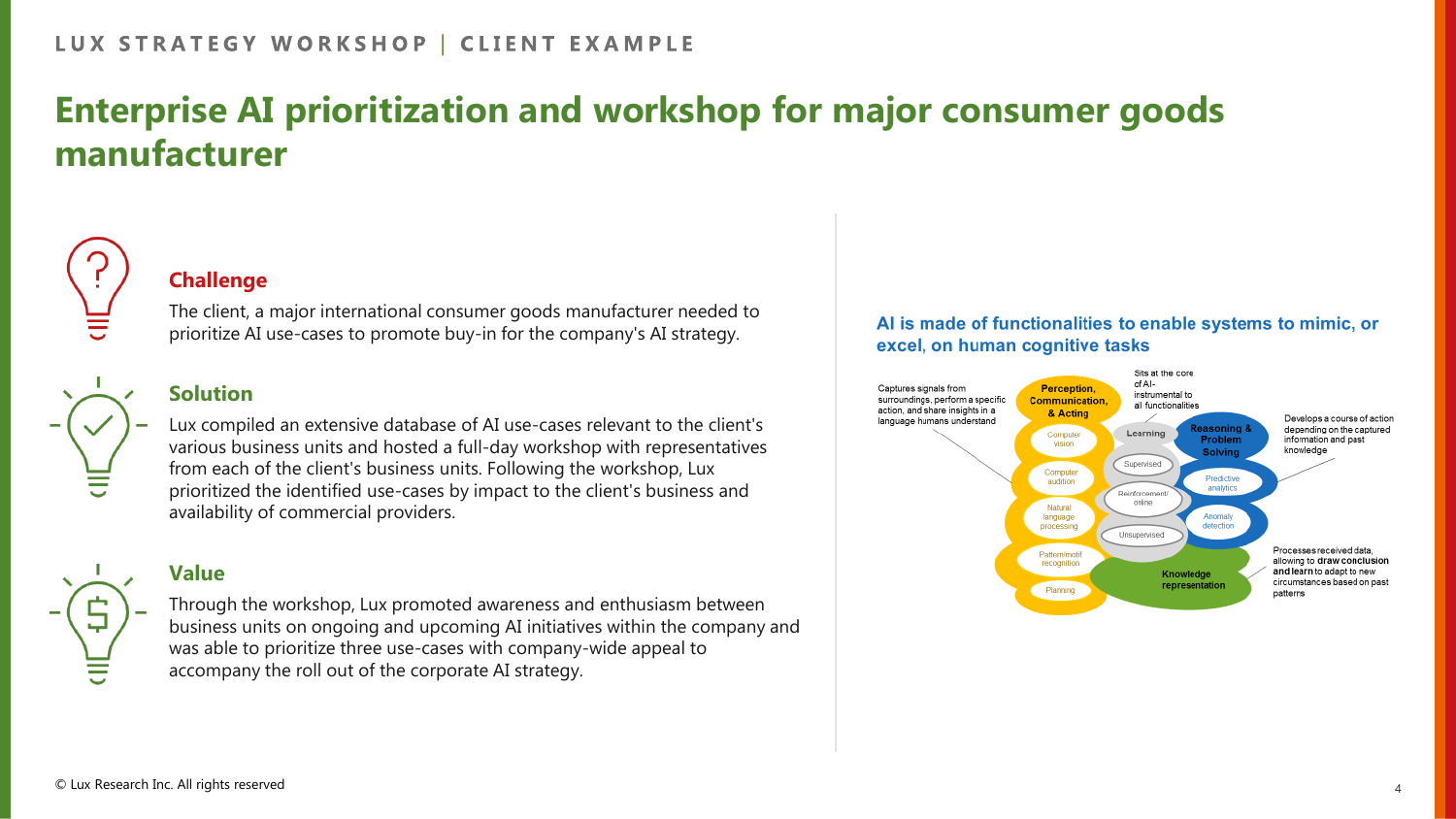# Enterprise AI prioritization and workshop for major consumer goods manufacturer

## Challenge

The client, a major international consumer goods manufacturer needed to prioritize AI use-cases to promote buy-in for the company's AI strategy.

## Solution

Lux compiled an extensive database of AI use-cases relevant to the client's various business units and hosted a full-day workshop with representatives from each of the client's business units. Following the workshop, Lux prioritized the identified use-cases by impact to the client's business and availability of commercial providers.

## Value

Through the workshop, Lux promoted awareness and enthusiasm between business units on ongoing and upcoming AI initiatives within the company and was able to prioritize three use-cases with company-wide appeal to accompany the roll out of the corporate AI strategy.

**AI is made of functionalities to enable systems to mimic, or excel, on human cognitive tasks**

- **Perception, Communication, & Acting** — Captures signals from surroundings, perform a specific action, and share insights in a language humans understand
  - Computer vision
  - Computer audition
  - Natural language processing
  - Pattern/motif recognition
  - Planning
- **Learning** — Sits at the core of AI- instrumental to all functionalities
  - Supervised
  - Reinforcement/ online
  - Unsupervised
- **Reasoning & Problem Solving** — Develops a course of action depending on the captured information and past knowledge
  - Predictive analytics
  - Anomaly detection
- **Knowledge representation** — Processes received data, allowing to **draw conclusion and learn** to adapt to new circumstances based on past patterns

© Lux Research Inc. All rights reserved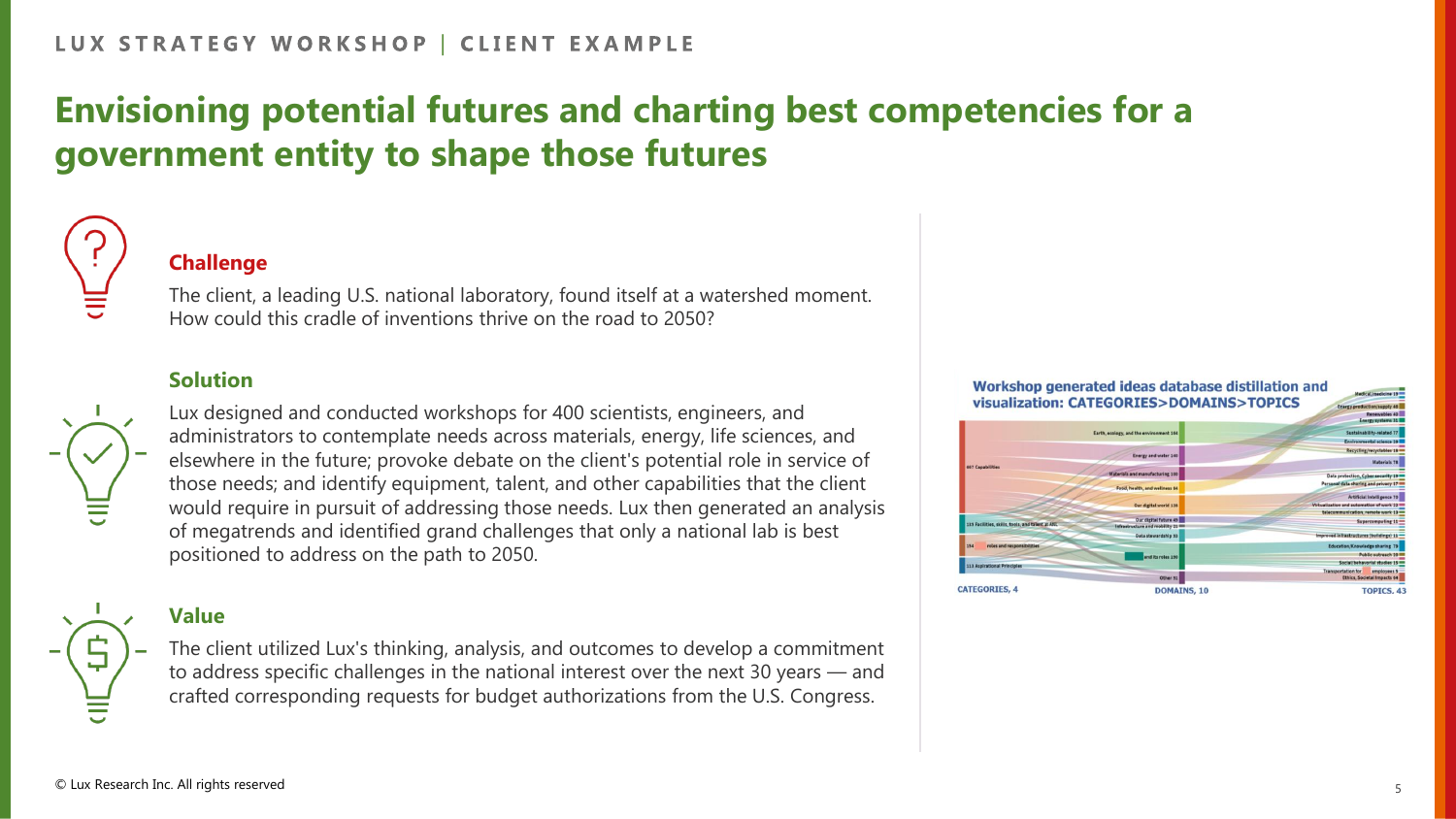LUX STRATEGY WORKSHOP | CLIENT EXAMPLE

# Envisioning potential futures and charting best competencies for a government entity to shape those futures

## Challenge

The client, a leading U.S. national laboratory, found itself at a watershed moment. How could this cradle of inventions thrive on the road to 2050?

## Solution

Lux designed and conducted workshops for 400 scientists, engineers, and administrators to contemplate needs across materials, energy, life sciences, and elsewhere in the future; provoke debate on the client's potential role in service of those needs; and identify equipment, talent, and other capabilities that the client would require in pursuit of addressing those needs. Lux then generated an analysis of megatrends and identified grand challenges that only a national lab is best positioned to address on the path to 2050.

## Value

The client utilized Lux's thinking, analysis, and outcomes to develop a commitment to address specific challenges in the national interest over the next 30 years — and crafted corresponding requests for budget authorizations from the U.S. Congress.

**Workshop generated ideas database distillation and visualization: CATEGORIES>DOMAINS>TOPICS**

CATEGORIES, 4

DOMAINS, 10

TOPICS, 43

© Lux Research Inc. All rights reserved